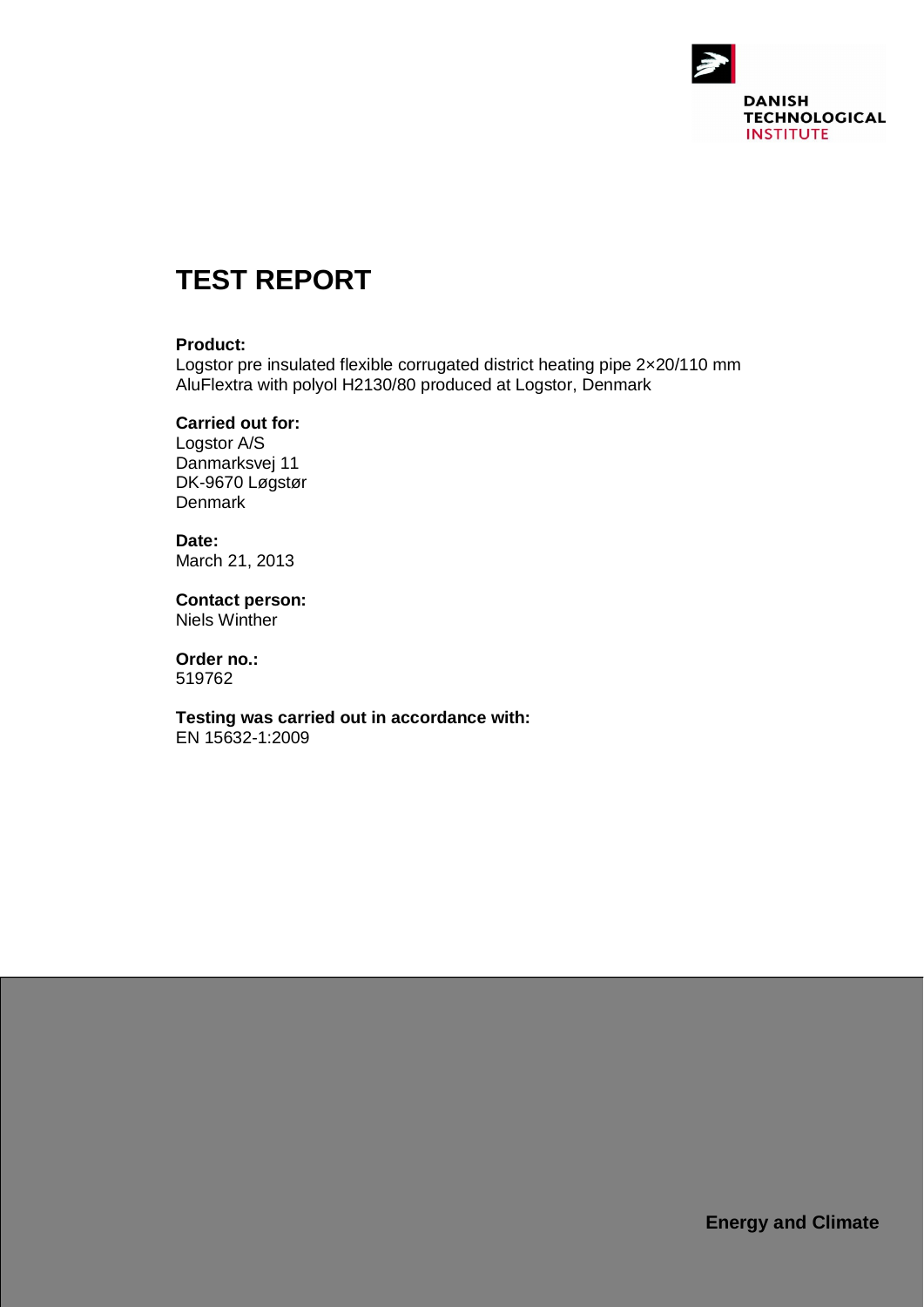DANISH TECHNOLOGICAL INSTITUTE

# TEST REPORT

**Product:**
Logstor pre insulated flexible corrugated district heating pipe 2×20/110 mm AluFlextra with polyol H2130/80 produced at Logstor, Denmark

**Carried out for:**
Logstor A/S
Danmarksvej 11
DK-9670 Løgstør
Denmark

**Date:**
March 21, 2013

**Contact person:**
Niels Winther

**Order no.:**
519762

**Testing was carried out in accordance with:**
EN 15632-1:2009

**Energy and Climate**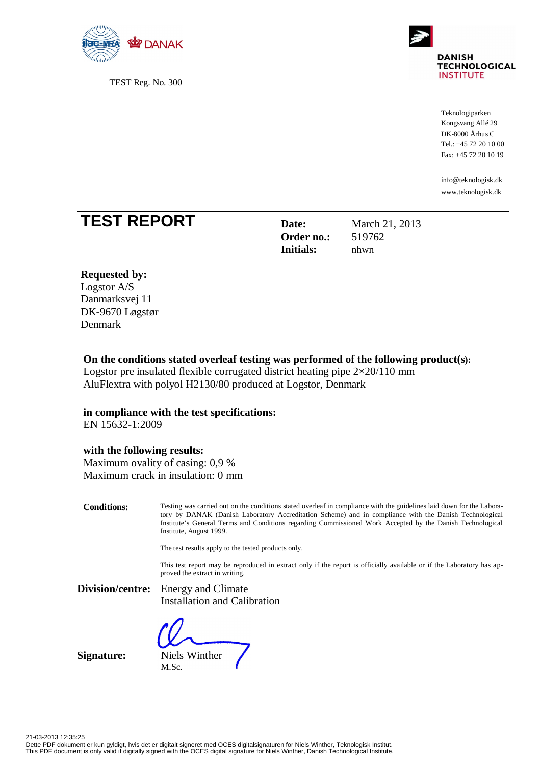TEST Reg. No. 300

**DANISH TECHNOLOGICAL INSTITUTE**

Teknologiparken
Kongsvang Allé 29
DK-8000 Århus C
Tel.: +45 72 20 10 00
Fax: +45 72 20 10 19

info@teknologisk.dk
www.teknologisk.dk

# TEST REPORT

**Date:** March 21, 2013
**Order no.:** 519762
**Initials:** nhwn

**Requested by:**
Logstor A/S
Danmarksvej 11
DK-9670 Løgstør
Denmark

**On the conditions stated overleaf testing was performed of the following product(s):**
Logstor pre insulated flexible corrugated district heating pipe 2×20/110 mm AluFlextra with polyol H2130/80 produced at Logstor, Denmark

**in compliance with the test specifications:**
EN 15632-1:2009

**with the following results:**
Maximum ovality of casing: 0,9 %
Maximum crack in insulation: 0 mm

**Conditions:** Testing was carried out on the conditions stated overleaf in compliance with the guidelines laid down for the Laboratory by DANAK (Danish Laboratory Accreditation Scheme) and in compliance with the Danish Technological Institute's General Terms and Conditions regarding Commissioned Work Accepted by the Danish Technological Institute, August 1999.

The test results apply to the tested products only.

This test report may be reproduced in extract only if the report is officially available or if the Laboratory has approved the extract in writing.

**Division/centre:** Energy and Climate
Installation and Calibration

**Signature:** Niels Winther
M.Sc.

21-03-2013 12:35:25
Dette PDF dokument er kun gyldigt, hvis det er digitalt signeret med OCES digitalsignaturen for Niels Winther, Teknologisk Institut.
This PDF document is only valid if digitally signed with the OCES digital signature for Niels Winther, Danish Technological Institute.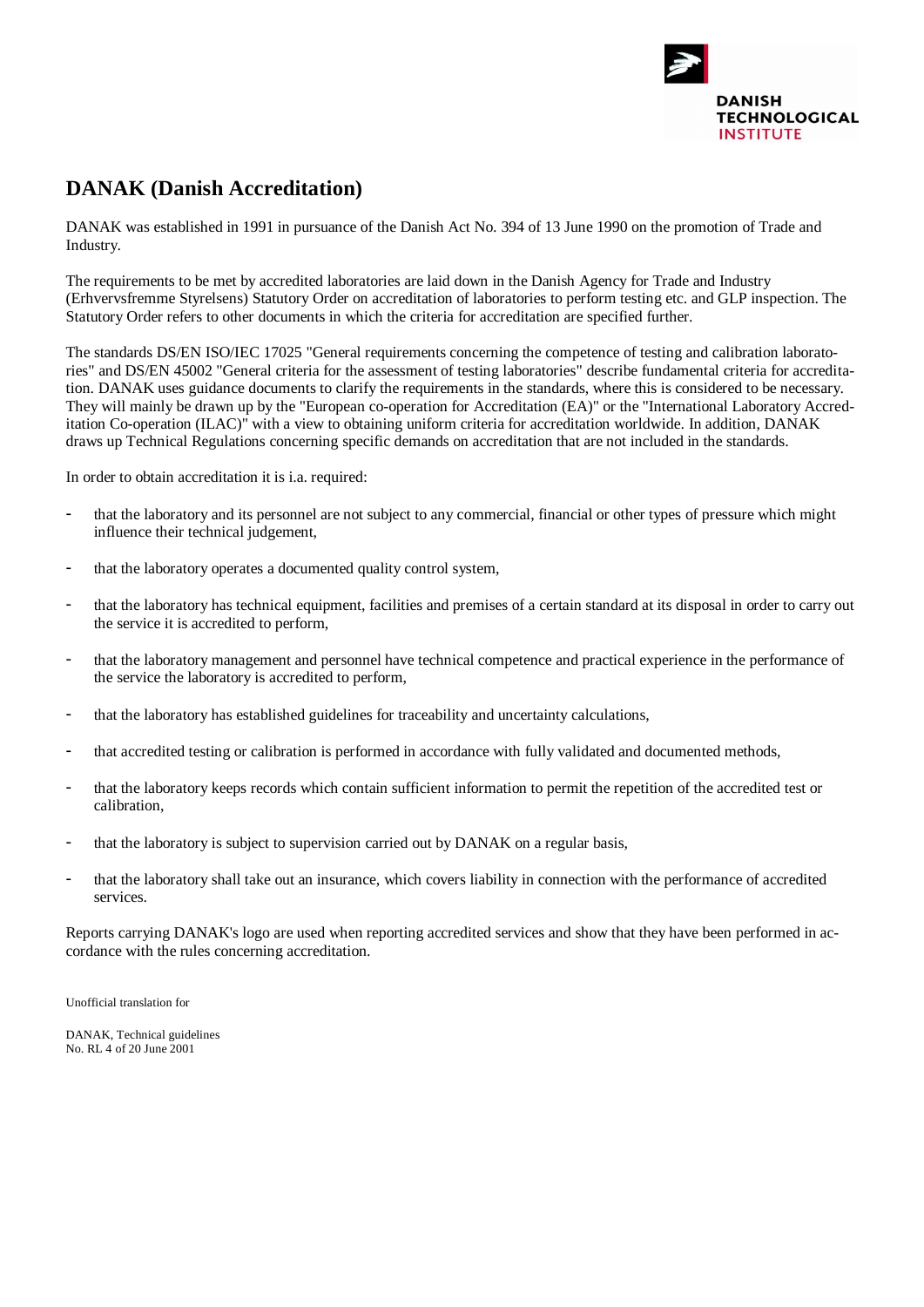# DANAK (Danish Accreditation)

DANAK was established in 1991 in pursuance of the Danish Act No. 394 of 13 June 1990 on the promotion of Trade and Industry.

The requirements to be met by accredited laboratories are laid down in the Danish Agency for Trade and Industry (Erhvervsfremme Styrelsens) Statutory Order on accreditation of laboratories to perform testing etc. and GLP inspection. The Statutory Order refers to other documents in which the criteria for accreditation are specified further.

The standards DS/EN ISO/IEC 17025 "General requirements concerning the competence of testing and calibration laboratories" and DS/EN 45002 "General criteria for the assessment of testing laboratories" describe fundamental criteria for accreditation. DANAK uses guidance documents to clarify the requirements in the standards, where this is considered to be necessary. They will mainly be drawn up by the "European co-operation for Accreditation (EA)" or the "International Laboratory Accreditation Co-operation (ILAC)" with a view to obtaining uniform criteria for accreditation worldwide. In addition, DANAK draws up Technical Regulations concerning specific demands on accreditation that are not included in the standards.

In order to obtain accreditation it is i.a. required:

- that the laboratory and its personnel are not subject to any commercial, financial or other types of pressure which might influence their technical judgement,
- that the laboratory operates a documented quality control system,
- that the laboratory has technical equipment, facilities and premises of a certain standard at its disposal in order to carry out the service it is accredited to perform,
- that the laboratory management and personnel have technical competence and practical experience in the performance of the service the laboratory is accredited to perform,
- that the laboratory has established guidelines for traceability and uncertainty calculations,
- that accredited testing or calibration is performed in accordance with fully validated and documented methods,
- that the laboratory keeps records which contain sufficient information to permit the repetition of the accredited test or calibration,
- that the laboratory is subject to supervision carried out by DANAK on a regular basis,
- that the laboratory shall take out an insurance, which covers liability in connection with the performance of accredited services.

Reports carrying DANAK's logo are used when reporting accredited services and show that they have been performed in accordance with the rules concerning accreditation.

Unofficial translation for

DANAK, Technical guidelines
No. RL 4 of 20 June 2001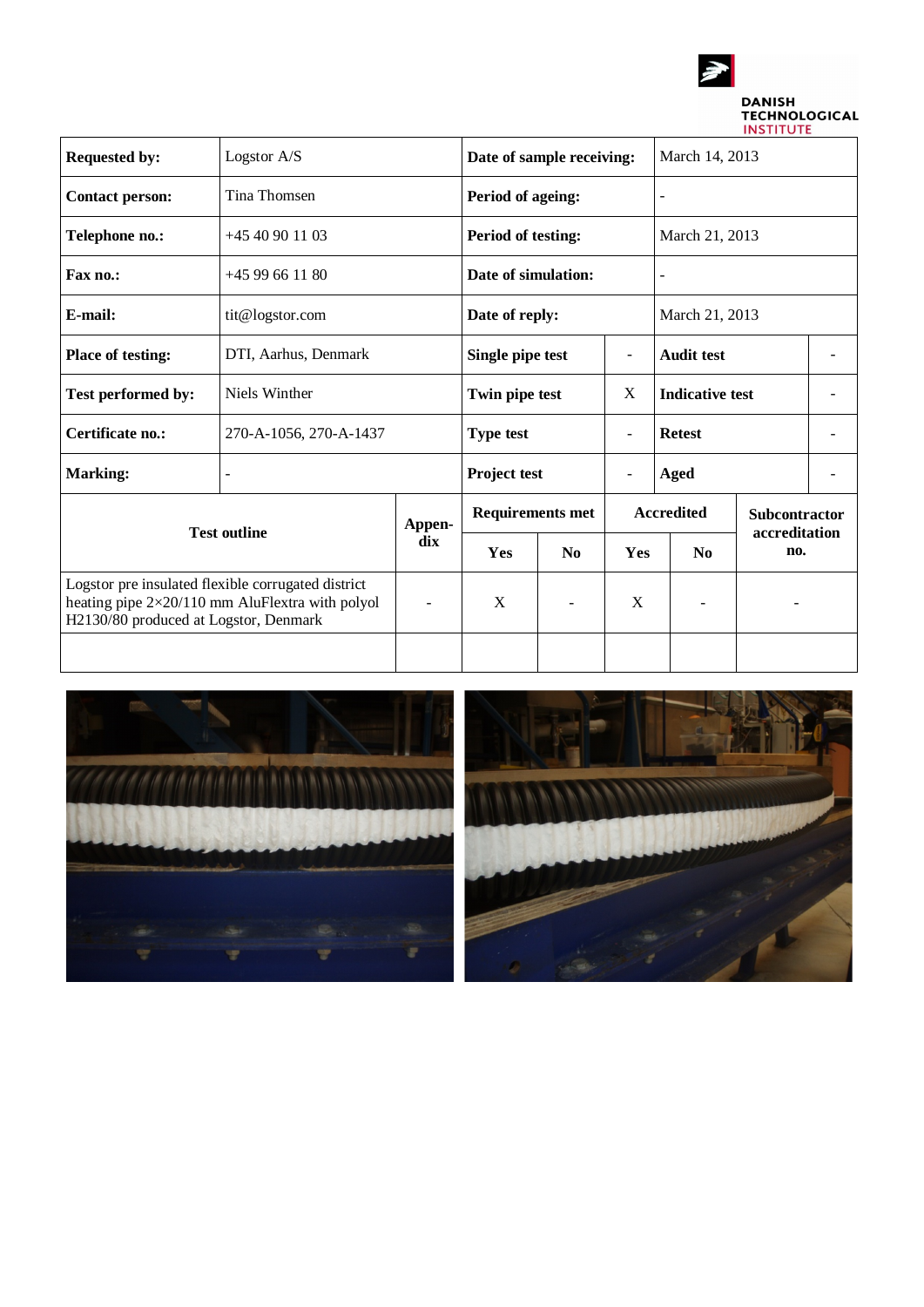| | | | |
|---|---|---|---|
| **Requested by:** | Logstor A/S | **Date of sample receiving:** | March 14, 2013 |
| **Contact person:** | Tina Thomsen | **Period of ageing:** | - |
| **Telephone no.:** | +45 40 90 11 03 | **Period of testing:** | March 21, 2013 |
| **Fax no.:** | +45 99 66 11 80 | **Date of simulation:** | - |
| **E-mail:** | tit@logstor.com | **Date of reply:** | March 21, 2013 |

| | | | | | |
|---|---|---|---|---|---|
| **Place of testing:** | DTI, Aarhus, Denmark | **Single pipe test** | - | **Audit test** | - |
| **Test performed by:** | Niels Winther | **Twin pipe test** | X | **Indicative test** | - |
| **Certificate no.:** | 270-A-1056, 270-A-1437 | **Type test** | - | **Retest** | - |
| **Marking:** | - | **Project test** | - | **Aged** | - |

| **Test outline** | **Appen-dix** | **Requirements met** | | **Accredited** | | **Subcontractor accreditation no.** |
|---|---|---|---|---|---|---|
| | | **Yes** | **No** | **Yes** | **No** | |
| Logstor pre insulated flexible corrugated district heating pipe 2×20/110 mm AluFlextra with polyol H2130/80 produced at Logstor, Denmark | - | X | - | X | - | - |
| | | | | | | |